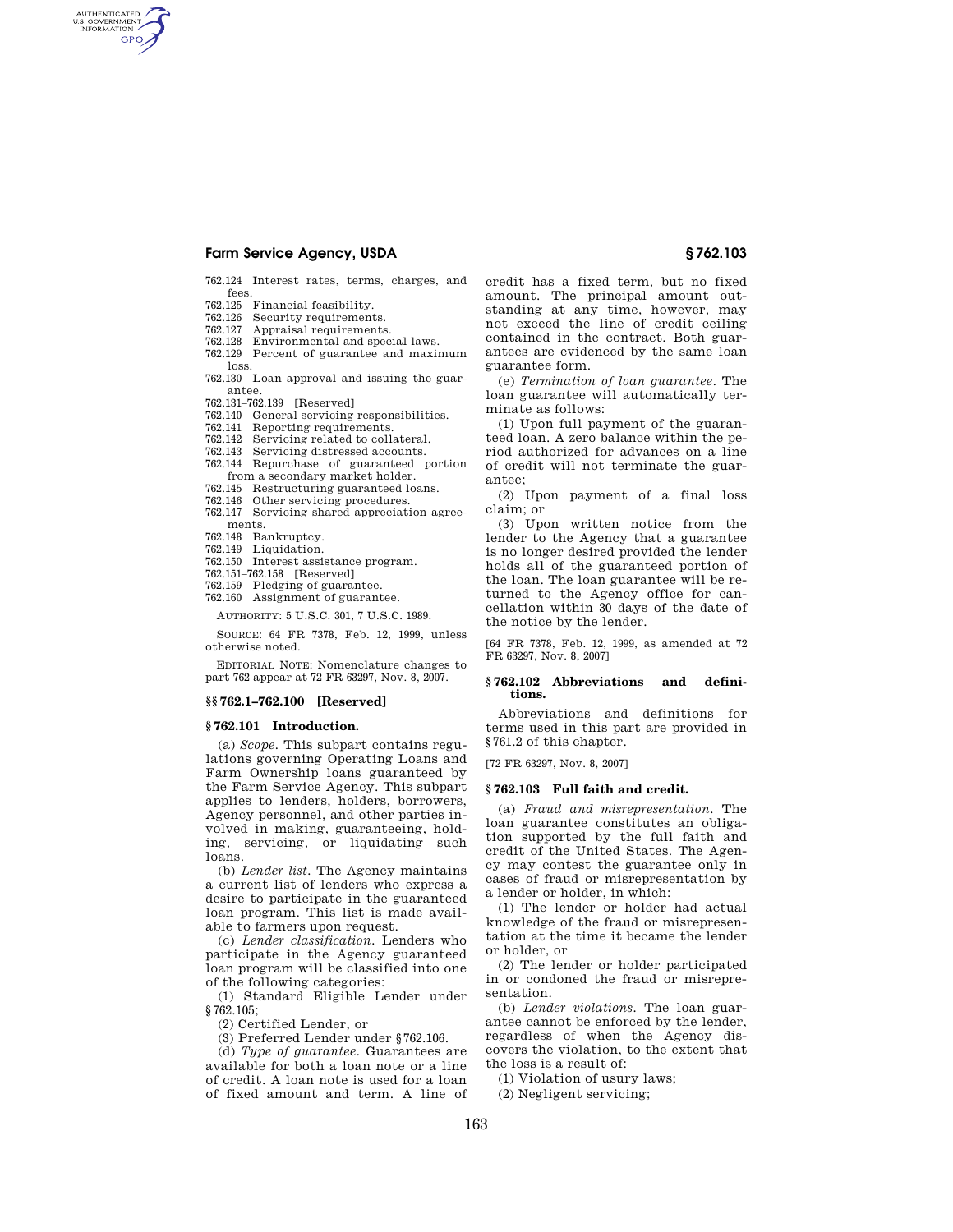762.124 Interest rates, terms, charges, and fees.
762.125 Financial feasibility.
762.126 Security requirements.
762.127 Appraisal requirements.
762.128 Environmental and special laws.
762.129 Percent of guarantee and maximum loss.
762.130 Loan approval and issuing the guarantee.
762.131–762.139 [Reserved]
762.140 General servicing responsibilities.
762.141 Reporting requirements.
762.142 Servicing related to collateral.
762.143 Servicing distressed accounts.
762.144 Repurchase of guaranteed portion from a secondary market holder.
762.145 Restructuring guaranteed loans.
762.146 Other servicing procedures.
762.147 Servicing shared appreciation agreements.
762.148 Bankruptcy.
762.149 Liquidation.
762.150 Interest assistance program.
762.151–762.158 [Reserved]
762.159 Pledging of guarantee.
762.160 Assignment of guarantee.

AUTHORITY: 5 U.S.C. 301, 7 U.S.C. 1989.

SOURCE: 64 FR 7378, Feb. 12, 1999, unless otherwise noted.

EDITORIAL NOTE: Nomenclature changes to part 762 appear at 72 FR 63297, Nov. 8, 2007.

## §§ 762.1–762.100 [Reserved]

## § 762.101 Introduction.

(a) *Scope.* This subpart contains regulations governing Operating Loans and Farm Ownership loans guaranteed by the Farm Service Agency. This subpart applies to lenders, holders, borrowers, Agency personnel, and other parties involved in making, guaranteeing, holding, servicing, or liquidating such loans.

(b) *Lender list.* The Agency maintains a current list of lenders who express a desire to participate in the guaranteed loan program. This list is made available to farmers upon request.

(c) *Lender classification.* Lenders who participate in the Agency guaranteed loan program will be classified into one of the following categories:

(1) Standard Eligible Lender under § 762.105;

(2) Certified Lender, or

(3) Preferred Lender under § 762.106.

(d) *Type of guarantee.* Guarantees are available for both a loan note or a line of credit. A loan note is used for a loan of fixed amount and term. A line of credit has a fixed term, but no fixed amount. The principal amount outstanding at any time, however, may not exceed the line of credit ceiling contained in the contract. Both guarantees are evidenced by the same loan guarantee form.

(e) *Termination of loan guarantee.* The loan guarantee will automatically terminate as follows:

(1) Upon full payment of the guaranteed loan. A zero balance within the period authorized for advances on a line of credit will not terminate the guarantee;

(2) Upon payment of a final loss claim; or

(3) Upon written notice from the lender to the Agency that a guarantee is no longer desired provided the lender holds all of the guaranteed portion of the loan. The loan guarantee will be returned to the Agency office for cancellation within 30 days of the date of the notice by the lender.

[64 FR 7378, Feb. 12, 1999, as amended at 72 FR 63297, Nov. 8, 2007]

## § 762.102 Abbreviations and definitions.

Abbreviations and definitions for terms used in this part are provided in § 761.2 of this chapter.

[72 FR 63297, Nov. 8, 2007]

## § 762.103 Full faith and credit.

(a) *Fraud and misrepresentation.* The loan guarantee constitutes an obligation supported by the full faith and credit of the United States. The Agency may contest the guarantee only in cases of fraud or misrepresentation by a lender or holder, in which:

(1) The lender or holder had actual knowledge of the fraud or misrepresentation at the time it became the lender or holder, or

(2) The lender or holder participated in or condoned the fraud or misrepresentation.

(b) *Lender violations.* The loan guarantee cannot be enforced by the lender, regardless of when the Agency discovers the violation, to the extent that the loss is a result of:

(1) Violation of usury laws;

(2) Negligent servicing;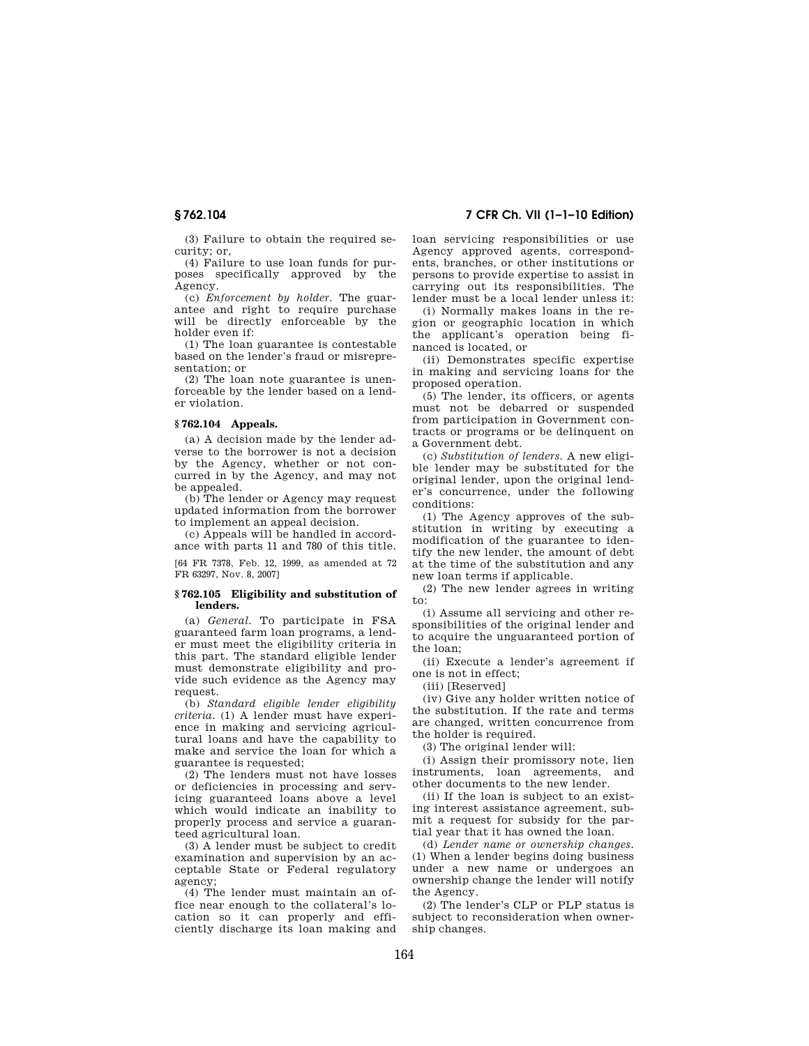(3) Failure to obtain the required security; or,

(4) Failure to use loan funds for purposes specifically approved by the Agency.

(c) *Enforcement by holder.* The guarantee and right to require purchase will be directly enforceable by the holder even if:

(1) The loan guarantee is contestable based on the lender's fraud or misrepresentation; or

(2) The loan note guarantee is unenforceable by the lender based on a lender violation.

### § 762.104 Appeals.

(a) A decision made by the lender adverse to the borrower is not a decision by the Agency, whether or not concurred in by the Agency, and may not be appealed.

(b) The lender or Agency may request updated information from the borrower to implement an appeal decision.

(c) Appeals will be handled in accordance with parts 11 and 780 of this title.

[64 FR 7378, Feb. 12, 1999, as amended at 72 FR 63297, Nov. 8, 2007]

### § 762.105 Eligibility and substitution of lenders.

(a) *General.* To participate in FSA guaranteed farm loan programs, a lender must meet the eligibility criteria in this part. The standard eligible lender must demonstrate eligibility and provide such evidence as the Agency may request.

(b) *Standard eligible lender eligibility criteria.* (1) A lender must have experience in making and servicing agricultural loans and have the capability to make and service the loan for which a guarantee is requested;

(2) The lenders must not have losses or deficiencies in processing and servicing guaranteed loans above a level which would indicate an inability to properly process and service a guaranteed agricultural loan.

(3) A lender must be subject to credit examination and supervision by an acceptable State or Federal regulatory agency;

(4) The lender must maintain an office near enough to the collateral's location so it can properly and efficiently discharge its loan making and loan servicing responsibilities or use Agency approved agents, correspondents, branches, or other institutions or persons to provide expertise to assist in carrying out its responsibilities. The lender must be a local lender unless it:

(i) Normally makes loans in the region or geographic location in which the applicant's operation being financed is located, or

(ii) Demonstrates specific expertise in making and servicing loans for the proposed operation.

(5) The lender, its officers, or agents must not be debarred or suspended from participation in Government contracts or programs or be delinquent on a Government debt.

(c) *Substitution of lenders.* A new eligible lender may be substituted for the original lender, upon the original lender's concurrence, under the following conditions:

(1) The Agency approves of the substitution in writing by executing a modification of the guarantee to identify the new lender, the amount of debt at the time of the substitution and any new loan terms if applicable.

(2) The new lender agrees in writing to:

(i) Assume all servicing and other responsibilities of the original lender and to acquire the unguaranteed portion of the loan;

(ii) Execute a lender's agreement if one is not in effect;

(iii) [Reserved]

(iv) Give any holder written notice of the substitution. If the rate and terms are changed, written concurrence from the holder is required.

(3) The original lender will:

(i) Assign their promissory note, lien instruments, loan agreements, and other documents to the new lender.

(ii) If the loan is subject to an existing interest assistance agreement, submit a request for subsidy for the partial year that it has owned the loan.

(d) *Lender name or ownership changes.* (1) When a lender begins doing business under a new name or undergoes an ownership change the lender will notify the Agency.

(2) The lender's CLP or PLP status is subject to reconsideration when ownership changes.